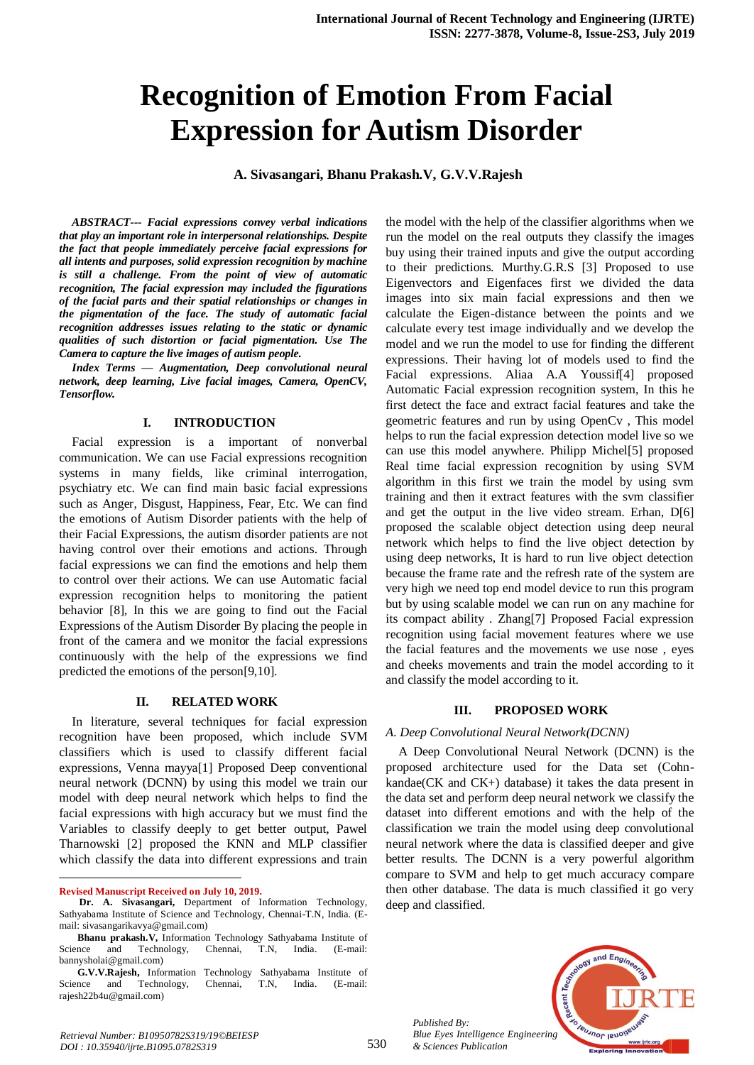# Recognition of Emotion From Facial Expression for Autism Disorder

**A. Sivasangari, Bhanu Prakash.V, G.V.V.Rajesh**

***ABSTRACT--- Facial expressions convey verbal indications that play an important role in interpersonal relationships. Despite the fact that people immediately perceive facial expressions for all intents and purposes, solid expression recognition by machine is still a challenge. From the point of view of automatic recognition, The facial expression may included the figurations of the facial parts and their spatial relationships or changes in the pigmentation of the face. The study of automatic facial recognition addresses issues relating to the static or dynamic qualities of such distortion or facial pigmentation. Use The Camera to capture the live images of autism people.***

***Index Terms — Augmentation, Deep convolutional neural network, deep learning, Live facial images, Camera, OpenCV, Tensorflow.***

## I. INTRODUCTION

Facial expression is a important of nonverbal communication. We can use Facial expressions recognition systems in many fields, like criminal interrogation, psychiatry etc. We can find main basic facial expressions such as Anger, Disgust, Happiness, Fear, Etc. We can find the emotions of Autism Disorder patients with the help of their Facial Expressions, the autism disorder patients are not having control over their emotions and actions. Through facial expressions we can find the emotions and help them to control over their actions. We can use Automatic facial expression recognition helps to monitoring the patient behavior [8], In this we are going to find out the Facial Expressions of the Autism Disorder By placing the people in front of the camera and we monitor the facial expressions continuously with the help of the expressions we find predicted the emotions of the person[9,10].

## II. RELATED WORK

In literature, several techniques for facial expression recognition have been proposed, which include SVM classifiers which is used to classify different facial expressions, Venna mayya[1] Proposed Deep conventional neural network (DCNN) by using this model we train our model with deep neural network which helps to find the facial expressions with high accuracy but we must find the Variables to classify deeply to get better output, Pawel Tharnowski [2] proposed the KNN and MLP classifier which classify the data into different expressions and train the model with the help of the classifier algorithms when we run the model on the real outputs they classify the images buy using their trained inputs and give the output according to their predictions. Murthy.G.R.S [3] Proposed to use Eigenvectors and Eigenfaces first we divided the data images into six main facial expressions and then we calculate the Eigen-distance between the points and we calculate every test image individually and we develop the model and we run the model to use for finding the different expressions. Their having lot of models used to find the Facial expressions. Aliaa A.A Youssif[4] proposed Automatic Facial expression recognition system, In this he first detect the face and extract facial features and take the geometric features and run by using OpenCv , This model helps to run the facial expression detection model live so we can use this model anywhere. Philipp Michel[5] proposed Real time facial expression recognition by using SVM algorithm in this first we train the model by using svm training and then it extract features with the svm classifier and get the output in the live video stream. Erhan, D[6] proposed the scalable object detection using deep neural network which helps to find the live object detection by using deep networks, It is hard to run live object detection because the frame rate and the refresh rate of the system are very high we need top end model device to run this program but by using scalable model we can run on any machine for its compact ability . Zhang[7] Proposed Facial expression recognition using facial movement features where we use the facial features and the movements we use nose , eyes and cheeks movements and train the model according to it and classify the model according to it.

## III. PROPOSED WORK

### *A. Deep Convolutional Neural Network(DCNN)*

A Deep Convolutional Neural Network (DCNN) is the proposed architecture used for the Data set (Cohn-kandae(CK and CK+) database) it takes the data present in the data set and perform deep neural network we classify the dataset into different emotions and with the help of the classification we train the model using deep convolutional neural network where the data is classified deeper and give better results. The DCNN is a very powerful algorithm compare to SVM and help to get much accuracy compare then other database. The data is much classified it go very deep and classified.

---

**Revised Manuscript Received on July 10, 2019.**

**Dr. A. Sivasangari,** Department of Information Technology, Sathyabama Institute of Science and Technology, Chennai-T.N, India. (E-mail: sivasangarikavya@gmail.com)

**Bhanu prakash.V,** Information Technology Sathyabama Institute of Science and Technology, Chennai, T.N, India. (E-mail: bannysholai@gmail.com)

**G.V.V.Rajesh,** Information Technology Sathyabama Institute of Science and Technology, Chennai, T.N, India. (E-mail: rajesh22b4u@gmail.com)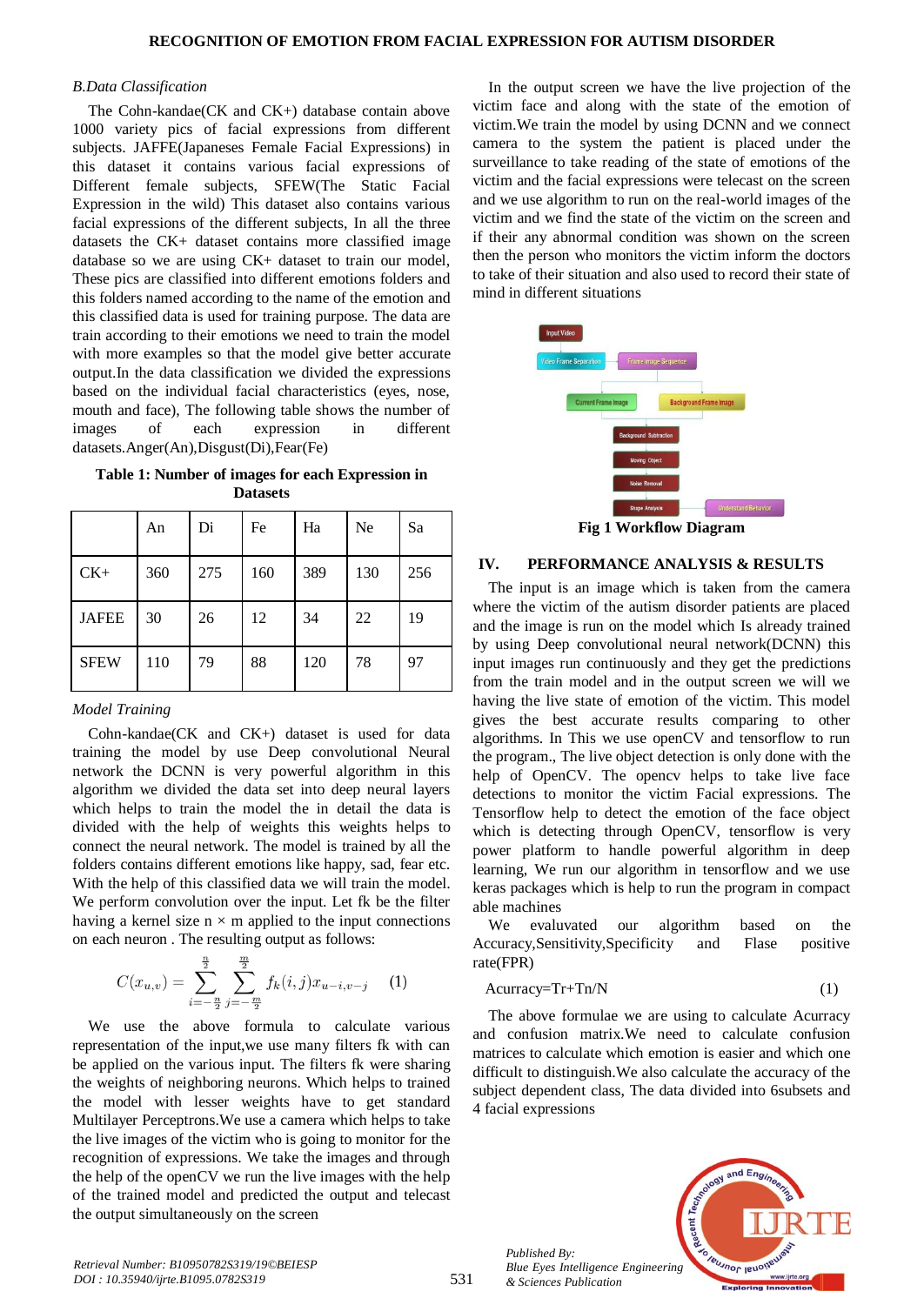*B.Data Classification*

The Cohn-kandae(CK and CK+) database contain above 1000 variety pics of facial expressions from different subjects. JAFFE(Japaneses Female Facial Expressions) in this dataset it contains various facial expressions of Different female subjects, SFEW(The Static Facial Expression in the wild) This dataset also contains various facial expressions of the different subjects, In all the three datasets the CK+ dataset contains more classified image database so we are using CK+ dataset to train our model, These pics are classified into different emotions folders and this folders named according to the name of the emotion and this classified data is used for training purpose. The data are train according to their emotions we need to train the model with more examples so that the model give better accurate output.In the data classification we divided the expressions based on the individual facial characteristics (eyes, nose, mouth and face), The following table shows the number of images of each expression in different datasets.Anger(An),Disgust(Di),Fear(Fe)

**Table 1: Number of images for each Expression in Datasets**

| | An | Di | Fe | Ha | Ne | Sa |
|---|---|---|---|---|---|---|
| CK+ | 360 | 275 | 160 | 389 | 130 | 256 |
| JAFEE | 30 | 26 | 12 | 34 | 22 | 19 |
| SFEW | 110 | 79 | 88 | 120 | 78 | 97 |

*Model Training*

Cohn-kandae(CK and CK+) dataset is used for data training the model by use Deep convolutional Neural network the DCNN is very powerful algorithm in this algorithm we divided the data set into deep neural layers which helps to train the model the in detail the data is divided with the help of weights this weights helps to connect the neural network. The model is trained by all the folders contains different emotions like happy, sad, fear etc. With the help of this classified data we will train the model. We perform convolution over the input. Let fk be the filter having a kernel size n × m applied to the input connections on each neuron . The resulting output as follows:

$$C(x_{u,v}) = \sum_{i=-\frac{n}{2}}^{\frac{n}{2}} \sum_{j=-\frac{m}{2}}^{\frac{m}{2}} f_k(i,j) x_{u-i,v-j} \quad (1)$$

We use the above formula to calculate various representation of the input,we use many filters fk with can be applied on the various input. The filters fk were sharing the weights of neighboring neurons. Which helps to trained the model with lesser weights have to get standard Multilayer Perceptrons.We use a camera which helps to take the live images of the victim who is going to monitor for the recognition of expressions. We take the images and through the help of the openCV we run the live images with the help of the trained model and predicted the output and telecast the output simultaneously on the screen

In the output screen we have the live projection of the victim face and along with the state of the emotion of victim.We train the model by using DCNN and we connect camera to the system the patient is placed under the surveillance to take reading of the state of emotions of the victim and the facial expressions were telecast on the screen and we use algorithm to run on the real-world images of the victim and we find the state of the victim on the screen and if their any abnormal condition was shown on the screen then the person who monitors the victim inform the doctors to take of their situation and also used to record their state of mind in different situations

Input Video → Video Frame Separation → Frame Image Sequence → Current Frame Image / Background Frame Image → Background Subtraction → Moving Object → Noise Removal → Shape Analysis → Understand Behavior

**Fig 1 Workflow Diagram**

## IV. PERFORMANCE ANALYSIS & RESULTS

The input is an image which is taken from the camera where the victim of the autism disorder patients are placed and the image is run on the model which Is already trained by using Deep convolutional neural network(DCNN) this input images run continuously and they get the predictions from the train model and in the output screen we will we having the live state of emotion of the victim. This model gives the best accurate results comparing to other algorithms. In This we use openCV and tensorflow to run the program., The live object detection is only done with the help of OpenCV. The opencv helps to take live face detections to monitor the victim Facial expressions. The Tensorflow help to detect the emotion of the face object which is detecting through OpenCV, tensorflow is very power platform to handle powerful algorithm in deep learning, We run our algorithm in tensorflow and we use keras packages which is help to run the program in compact able machines

We evaluvated our algorithm based on the Accuracy,Sensitivity,Specificity and Flase positive rate(FPR)

Acurracy=Tr+Tn/N (1)

The above formulae we are using to calculate Acurracy and confusion matrix.We need to calculate confusion matrices to calculate which emotion is easier and which one difficult to distinguish.We also calculate the accuracy of the subject dependent class, The data divided into 6subsets and 4 facial expressions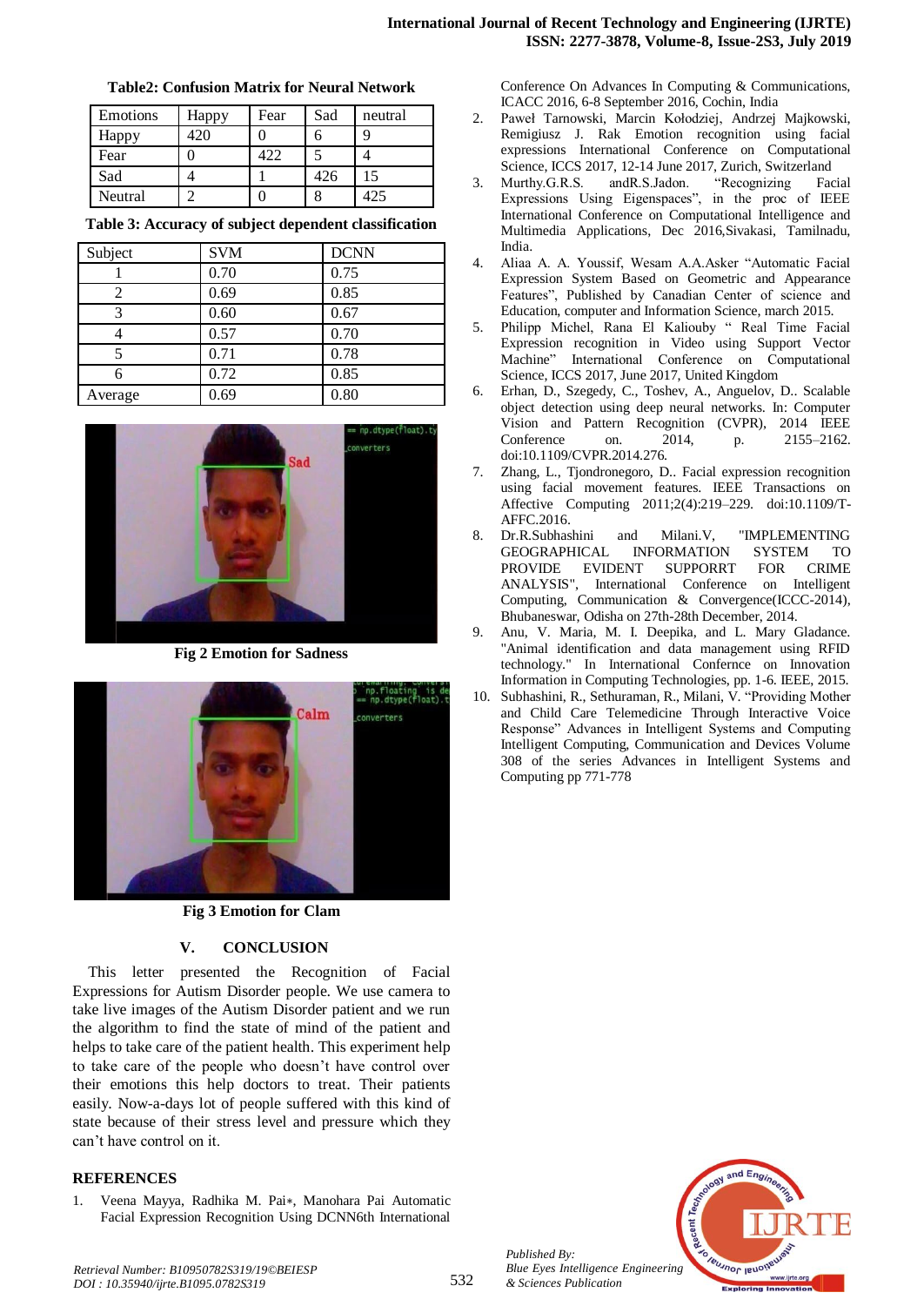**Table2: Confusion Matrix for Neural Network**

| Emotions | Happy | Fear | Sad | neutral |
|---|---|---|---|---|
| Happy | 420 | 0 | 6 | 9 |
| Fear | 0 | 422 | 5 | 4 |
| Sad | 4 | 1 | 426 | 15 |
| Neutral | 2 | 0 | 8 | 425 |

**Table 3: Accuracy of subject dependent classification**

| Subject | SVM | DCNN |
|---|---|---|
| 1 | 0.70 | 0.75 |
| 2 | 0.69 | 0.85 |
| 3 | 0.60 | 0.67 |
| 4 | 0.57 | 0.70 |
| 5 | 0.71 | 0.78 |
| 6 | 0.72 | 0.85 |
| Average | 0.69 | 0.80 |

**Fig 2 Emotion for Sadness**

**Fig 3 Emotion for Clam**

## V. CONCLUSION

This letter presented the Recognition of Facial Expressions for Autism Disorder people. We use camera to take live images of the Autism Disorder patient and we run the algorithm to find the state of mind of the patient and helps to take care of the patient health. This experiment help to take care of the people who doesn't have control over their emotions this help doctors to treat. Their patients easily. Now-a-days lot of people suffered with this kind of state because of their stress level and pressure which they can't have control on it.

## REFERENCES

1. Veena Mayya, Radhika M. Pai∗, Manohara Pai Automatic Facial Expression Recognition Using DCNN6th International Conference On Advances In Computing & Communications, ICACC 2016, 6-8 September 2016, Cochin, India
2. Paweł Tarnowski, Marcin Kołodziej, Andrzej Majkowski, Remigiusz J. Rak Emotion recognition using facial expressions International Conference on Computational Science, ICCS 2017, 12-14 June 2017, Zurich, Switzerland
3. Murthy.G.R.S. andR.S.Jadon. "Recognizing Facial Expressions Using Eigenspaces", in the proc of IEEE International Conference on Computational Intelligence and Multimedia Applications, Dec 2016,Sivakasi, Tamilnadu, India.
4. Aliaa A. A. Youssif, Wesam A.A.Asker "Automatic Facial Expression System Based on Geometric and Appearance Features", Published by Canadian Center of science and Education, computer and Information Science, march 2015.
5. Philipp Michel, Rana El Kaliouby " Real Time Facial Expression recognition in Video using Support Vector Machine" International Conference on Computational Science, ICCS 2017, June 2017, United Kingdom
6. Erhan, D., Szegedy, C., Toshev, A., Anguelov, D.. Scalable object detection using deep neural networks. In: Computer Vision and Pattern Recognition (CVPR), 2014 IEEE Conference on. 2014, p. 2155–2162. doi:10.1109/CVPR.2014.276.
7. Zhang, L., Tjondronegoro, D.. Facial expression recognition using facial movement features. IEEE Transactions on Affective Computing 2011;2(4):219–229. doi:10.1109/T-AFFC.2016.
8. Dr.R.Subhashini and Milani.V, "IMPLEMENTING GEOGRAPHICAL INFORMATION SYSTEM TO PROVIDE EVIDENT SUPPORRT FOR CRIME ANALYSIS", International Conference on Intelligent Computing, Communication & Convergence(ICCC-2014), Bhubaneswar, Odisha on 27th-28th December, 2014.
9. Anu, V. Maria, M. I. Deepika, and L. Mary Gladance. "Animal identification and data management using RFID technology." In International Confernce on Innovation Information in Computing Technologies, pp. 1-6. IEEE, 2015.
10. Subhashini, R., Sethuraman, R., Milani, V. "Providing Mother and Child Care Telemedicine Through Interactive Voice Response" Advances in Intelligent Systems and Computing Intelligent Computing, Communication and Devices Volume 308 of the series Advances in Intelligent Systems and Computing pp 771-778